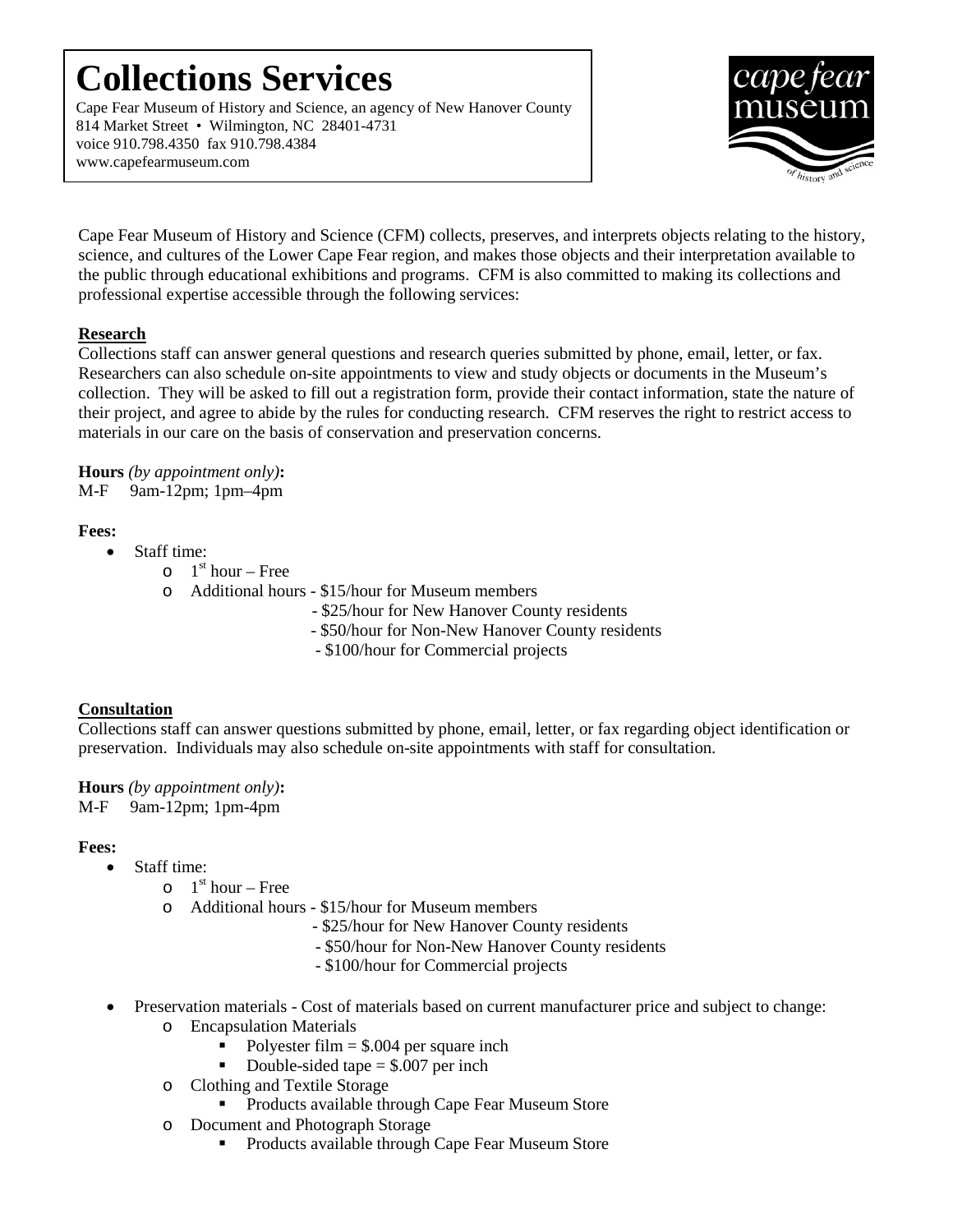# Collections Services

Cape Fear Museum of History and Science, an agency of New Hanover County
814 Market Street • Wilmington, NC 28401-4731
voice 910.798.4350 fax 910.798.4384
www.capefearmuseum.com

Cape Fear Museum of History and Science (CFM) collects, preserves, and interprets objects relating to the history, science, and cultures of the Lower Cape Fear region, and makes those objects and their interpretation available to the public through educational exhibitions and programs. CFM is also committed to making its collections and professional expertise accessible through the following services:

## Research

Collections staff can answer general questions and research queries submitted by phone, email, letter, or fax. Researchers can also schedule on-site appointments to view and study objects or documents in the Museum's collection. They will be asked to fill out a registration form, provide their contact information, state the nature of their project, and agree to abide by the rules for conducting research. CFM reserves the right to restrict access to materials in our care on the basis of conservation and preservation concerns.

**Hours** *(by appointment only)***:**
M-F 9am-12pm; 1pm–4pm

**Fees:**

- Staff time:
  - 1st hour – Free
  - Additional hours - \$15/hour for Museum members
    - \$25/hour for New Hanover County residents
    - \$50/hour for Non-New Hanover County residents
    - \$100/hour for Commercial projects

## Consultation

Collections staff can answer questions submitted by phone, email, letter, or fax regarding object identification or preservation. Individuals may also schedule on-site appointments with staff for consultation.

**Hours** *(by appointment only)***:**
M-F 9am-12pm; 1pm-4pm

**Fees:**

- Staff time:
  - 1st hour – Free
  - Additional hours - \$15/hour for Museum members
    - \$25/hour for New Hanover County residents
    - \$50/hour for Non-New Hanover County residents
    - \$100/hour for Commercial projects
- Preservation materials - Cost of materials based on current manufacturer price and subject to change:
  - Encapsulation Materials
    - Polyester film = \$.004 per square inch
    - Double-sided tape = \$.007 per inch
  - Clothing and Textile Storage
    - Products available through Cape Fear Museum Store
  - Document and Photograph Storage
    - Products available through Cape Fear Museum Store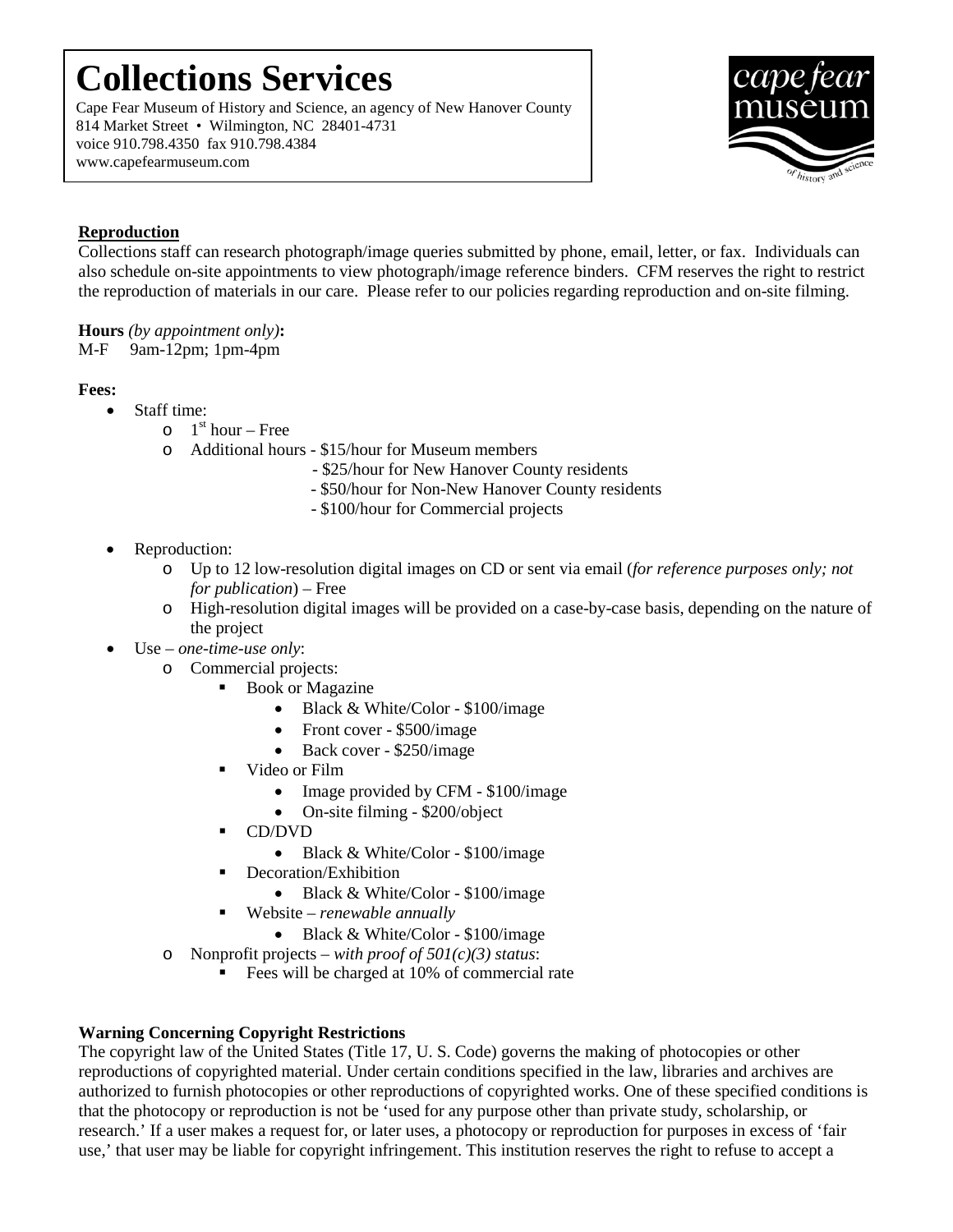# Collections Services

Cape Fear Museum of History and Science, an agency of New Hanover County
814 Market Street • Wilmington, NC 28401-4731
voice 910.798.4350 fax 910.798.4384
www.capefearmuseum.com

## Reproduction

Collections staff can research photograph/image queries submitted by phone, email, letter, or fax. Individuals can also schedule on-site appointments to view photograph/image reference binders. CFM reserves the right to restrict the reproduction of materials in our care. Please refer to our policies regarding reproduction and on-site filming.

**Hours** *(by appointment only)***:**
M-F 9am-12pm; 1pm-4pm

**Fees:**

- Staff time:
  - 1st hour – Free
  - Additional hours - $15/hour for Museum members
    - $25/hour for New Hanover County residents
    - $50/hour for Non-New Hanover County residents
    - $100/hour for Commercial projects
- Reproduction:
  - Up to 12 low-resolution digital images on CD or sent via email (*for reference purposes only; not for publication*) – Free
  - High-resolution digital images will be provided on a case-by-case basis, depending on the nature of the project
- Use – *one-time-use only*:
  - Commercial projects:
    - Book or Magazine
      - Black & White/Color - $100/image
      - Front cover - $500/image
      - Back cover - $250/image
    - Video or Film
      - Image provided by CFM - $100/image
      - On-site filming - $200/object
    - CD/DVD
      - Black & White/Color - $100/image
    - Decoration/Exhibition
      - Black & White/Color - $100/image
    - Website – *renewable annually*
      - Black & White/Color - $100/image
  - Nonprofit projects – *with proof of 501(c)(3) status*:
    - Fees will be charged at 10% of commercial rate

**Warning Concerning Copyright Restrictions**

The copyright law of the United States (Title 17, U. S. Code) governs the making of photocopies or other reproductions of copyrighted material. Under certain conditions specified in the law, libraries and archives are authorized to furnish photocopies or other reproductions of copyrighted works. One of these specified conditions is that the photocopy or reproduction is not be 'used for any purpose other than private study, scholarship, or research.' If a user makes a request for, or later uses, a photocopy or reproduction for purposes in excess of 'fair use,' that user may be liable for copyright infringement. This institution reserves the right to refuse to accept a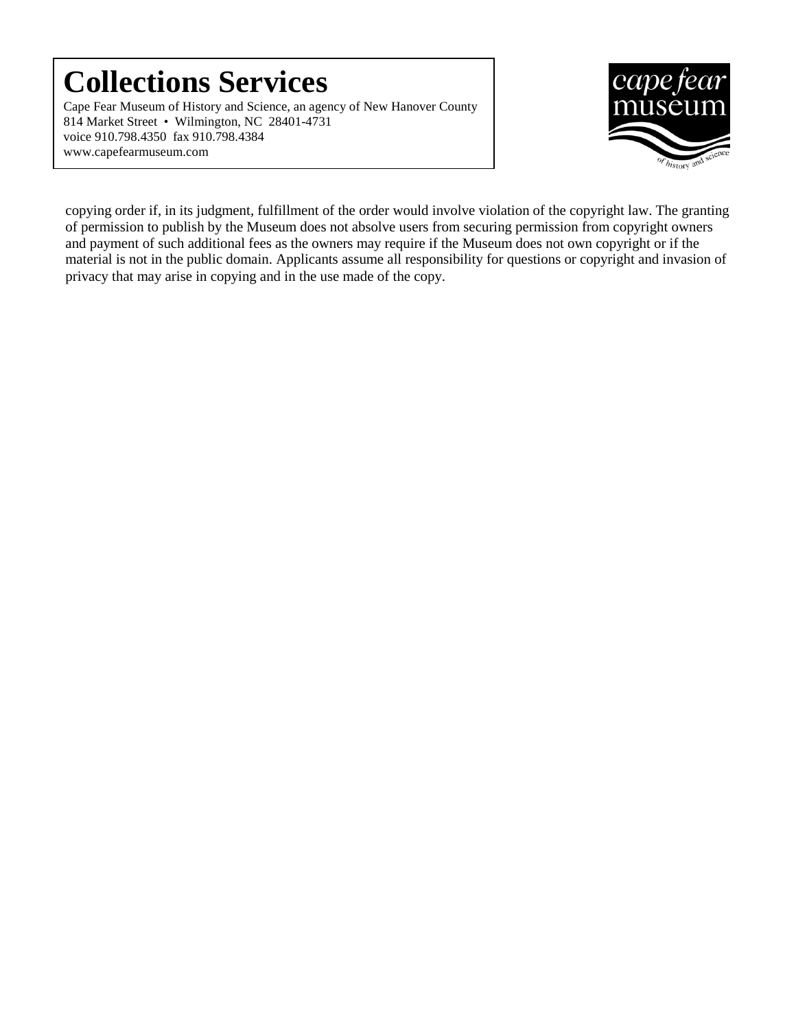# Collections Services

Cape Fear Museum of History and Science, an agency of New Hanover County
814 Market Street • Wilmington, NC 28401-4731
voice 910.798.4350 fax 910.798.4384
www.capefearmuseum.com

copying order if, in its judgment, fulfillment of the order would involve violation of the copyright law. The granting of permission to publish by the Museum does not absolve users from securing permission from copyright owners and payment of such additional fees as the owners may require if the Museum does not own copyright or if the material is not in the public domain. Applicants assume all responsibility for questions or copyright and invasion of privacy that may arise in copying and in the use made of the copy.